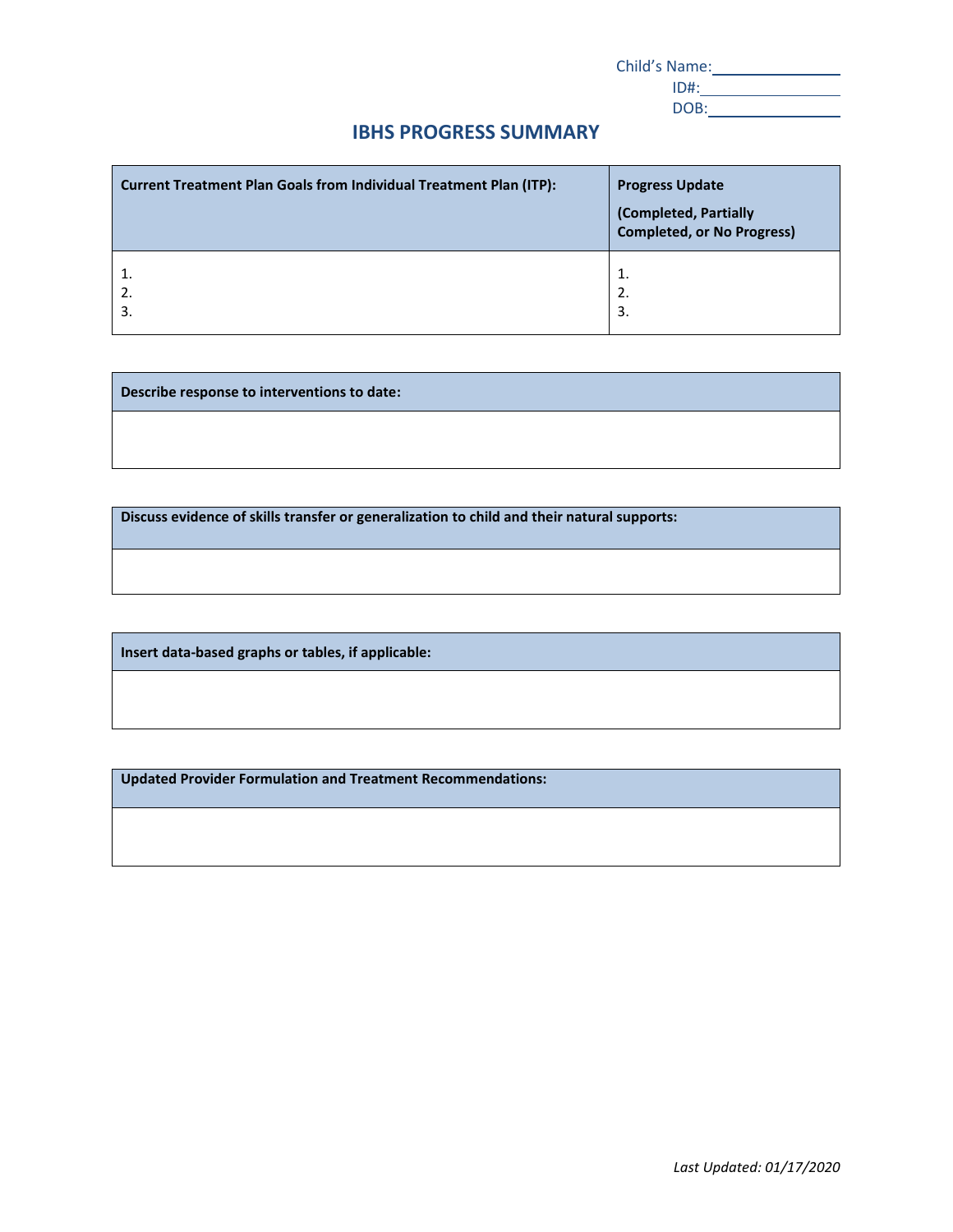Child's Name: \_\_\_\_\_\_\_\_\_\_\_\_\_\_\_\_
ID#: \_\_\_\_\_\_\_\_\_\_\_\_\_\_\_\_
DOB: \_\_\_\_\_\_\_\_\_\_\_\_\_\_\_\_

# IBHS PROGRESS SUMMARY

| **Current Treatment Plan Goals from Individual Treatment Plan (ITP):** | **Progress Update** **(Completed, Partially Completed, or No Progress)** |
|---|---|
| 1.<br>2.<br>3. | 1.<br>2.<br>3. |

| **Describe response to interventions to date:** |
|---|
| |

| **Discuss evidence of skills transfer or generalization to child and their natural supports:** |
|---|
| |

| **Insert data-based graphs or tables, if applicable:** |
|---|
| |

| **Updated Provider Formulation and Treatment Recommendations:** |
|---|
| |

*Last Updated: 01/17/2020*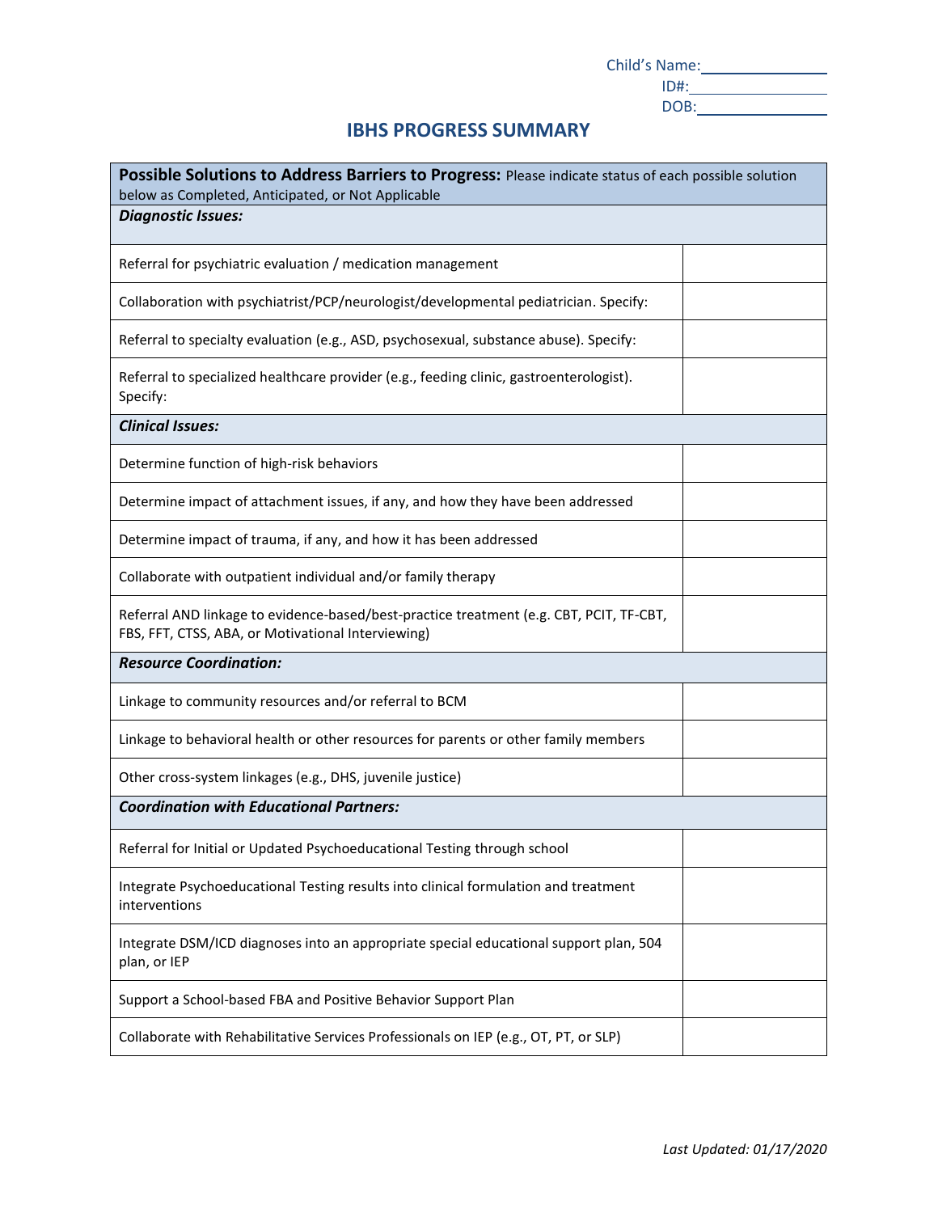Child's Name: ____________
ID#: ____________
DOB: ____________

# IBHS PROGRESS SUMMARY

| **Possible Solutions to Address Barriers to Progress:** Please indicate status of each possible solution below as Completed, Anticipated, or Not Applicable | |
|---|---|
| ***Diagnostic Issues:*** | |
| Referral for psychiatric evaluation / medication management | |
| Collaboration with psychiatrist/PCP/neurologist/developmental pediatrician. Specify: | |
| Referral to specialty evaluation (e.g., ASD, psychosexual, substance abuse). Specify: | |
| Referral to specialized healthcare provider (e.g., feeding clinic, gastroenterologist). Specify: | |
| ***Clinical Issues:*** | |
| Determine function of high-risk behaviors | |
| Determine impact of attachment issues, if any, and how they have been addressed | |
| Determine impact of trauma, if any, and how it has been addressed | |
| Collaborate with outpatient individual and/or family therapy | |
| Referral AND linkage to evidence-based/best-practice treatment (e.g. CBT, PCIT, TF-CBT, FBS, FFT, CTSS, ABA, or Motivational Interviewing) | |
| ***Resource Coordination:*** | |
| Linkage to community resources and/or referral to BCM | |
| Linkage to behavioral health or other resources for parents or other family members | |
| Other cross-system linkages (e.g., DHS, juvenile justice) | |
| ***Coordination with Educational Partners:*** | |
| Referral for Initial or Updated Psychoeducational Testing through school | |
| Integrate Psychoeducational Testing results into clinical formulation and treatment interventions | |
| Integrate DSM/ICD diagnoses into an appropriate special educational support plan, 504 plan, or IEP | |
| Support a School-based FBA and Positive Behavior Support Plan | |
| Collaborate with Rehabilitative Services Professionals on IEP (e.g., OT, PT, or SLP) | |

*Last Updated: 01/17/2020*